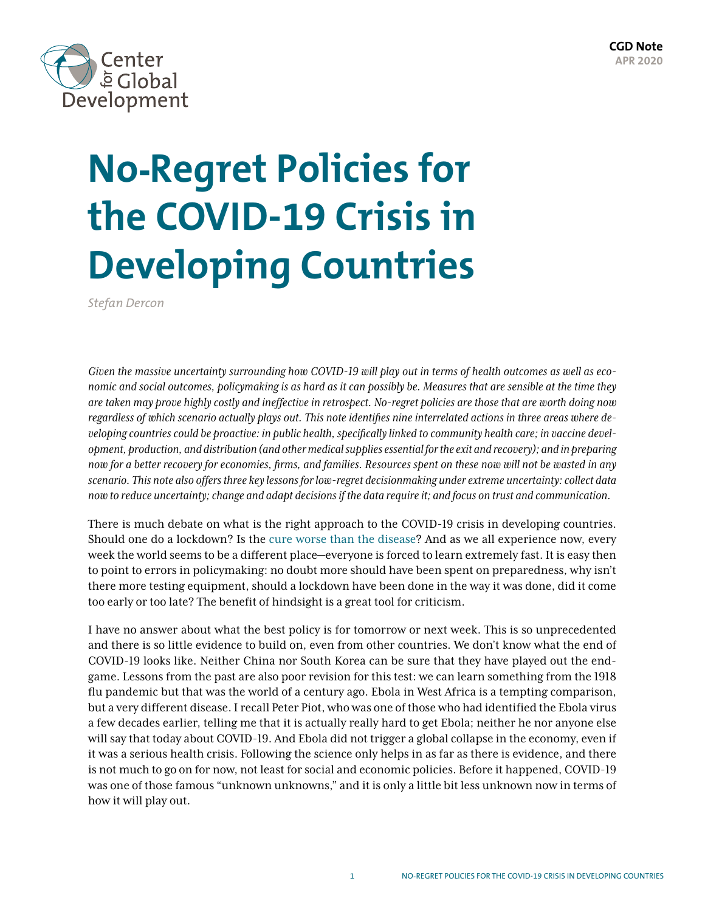CGD Note
APR 2020

# No-Regret Policies for the COVID-19 Crisis in Developing Countries

*Stefan Dercon*

*Given the massive uncertainty surrounding how COVID-19 will play out in terms of health outcomes as well as economic and social outcomes, policymaking is as hard as it can possibly be. Measures that are sensible at the time they are taken may prove highly costly and ineffective in retrospect. No-regret policies are those that are worth doing now regardless of which scenario actually plays out. This note identifies nine interrelated actions in three areas where developing countries could be proactive: in public health, specifically linked to community health care; in vaccine development, production, and distribution (and other medical supplies essential for the exit and recovery); and in preparing now for a better recovery for economies, firms, and families. Resources spent on these now will not be wasted in any scenario. This note also offers three key lessons for low-regret decisionmaking under extreme uncertainty: collect data now to reduce uncertainty; change and adapt decisions if the data require it; and focus on trust and communication.*

There is much debate on what is the right approach to the COVID-19 crisis in developing countries. Should one do a lockdown? Is the cure worse than the disease? And as we all experience now, every week the world seems to be a different place—everyone is forced to learn extremely fast. It is easy then to point to errors in policymaking: no doubt more should have been spent on preparedness, why isn't there more testing equipment, should a lockdown have been done in the way it was done, did it come too early or too late? The benefit of hindsight is a great tool for criticism.

I have no answer about what the best policy is for tomorrow or next week. This is so unprecedented and there is so little evidence to build on, even from other countries. We don't know what the end of COVID-19 looks like. Neither China nor South Korea can be sure that they have played out the endgame. Lessons from the past are also poor revision for this test: we can learn something from the 1918 flu pandemic but that was the world of a century ago. Ebola in West Africa is a tempting comparison, but a very different disease. I recall Peter Piot, who was one of those who had identified the Ebola virus a few decades earlier, telling me that it is actually really hard to get Ebola; neither he nor anyone else will say that today about COVID-19. And Ebola did not trigger a global collapse in the economy, even if it was a serious health crisis. Following the science only helps in as far as there is evidence, and there is not much to go on for now, not least for social and economic policies. Before it happened, COVID-19 was one of those famous "unknown unknowns," and it is only a little bit less unknown now in terms of how it will play out.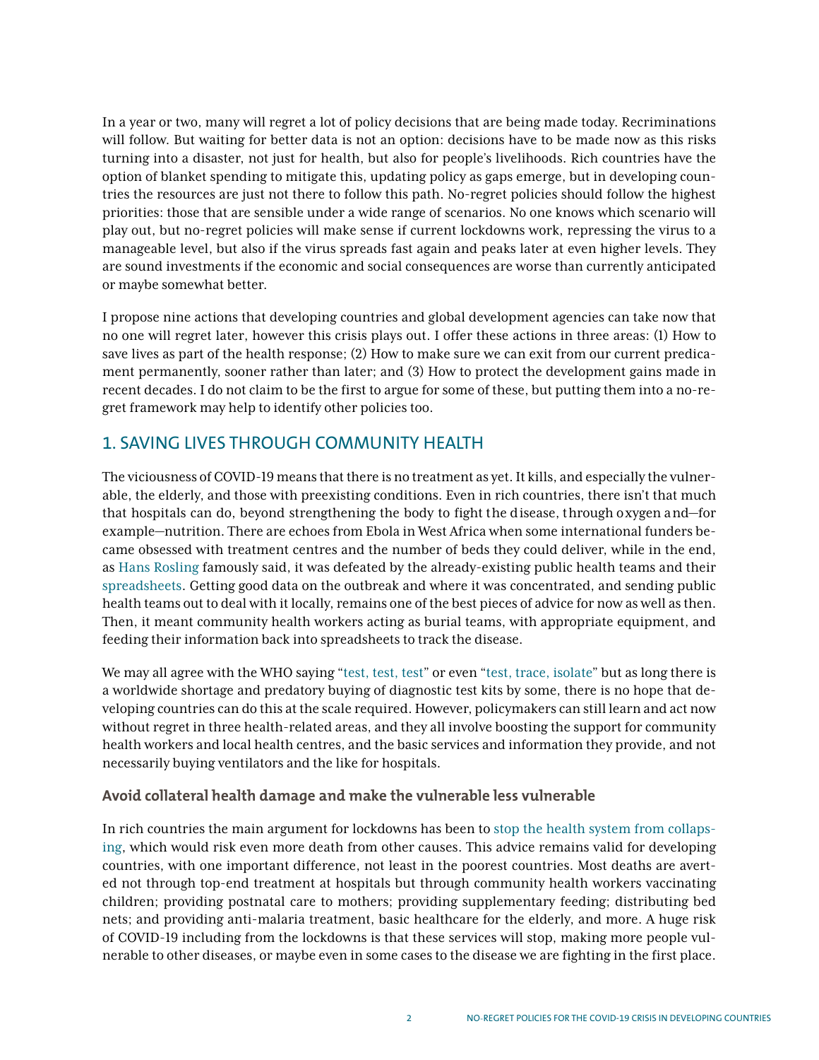In a year or two, many will regret a lot of policy decisions that are being made today. Recriminations will follow. But waiting for better data is not an option: decisions have to be made now as this risks turning into a disaster, not just for health, but also for people's livelihoods. Rich countries have the option of blanket spending to mitigate this, updating policy as gaps emerge, but in developing countries the resources are just not there to follow this path. No-regret policies should follow the highest priorities: those that are sensible under a wide range of scenarios. No one knows which scenario will play out, but no-regret policies will make sense if current lockdowns work, repressing the virus to a manageable level, but also if the virus spreads fast again and peaks later at even higher levels. They are sound investments if the economic and social consequences are worse than currently anticipated or maybe somewhat better.

I propose nine actions that developing countries and global development agencies can take now that no one will regret later, however this crisis plays out. I offer these actions in three areas: (1) How to save lives as part of the health response; (2) How to make sure we can exit from our current predicament permanently, sooner rather than later; and (3) How to protect the development gains made in recent decades. I do not claim to be the first to argue for some of these, but putting them into a no-regret framework may help to identify other policies too.

## 1. SAVING LIVES THROUGH COMMUNITY HEALTH

The viciousness of COVID-19 means that there is no treatment as yet. It kills, and especially the vulnerable, the elderly, and those with preexisting conditions. Even in rich countries, there isn't that much that hospitals can do, beyond strengthening the body to fight the disease, through oxygen and—for example—nutrition. There are echoes from Ebola in West Africa when some international funders became obsessed with treatment centres and the number of beds they could deliver, while in the end, as Hans Rosling famously said, it was defeated by the already-existing public health teams and their spreadsheets. Getting good data on the outbreak and where it was concentrated, and sending public health teams out to deal with it locally, remains one of the best pieces of advice for now as well as then. Then, it meant community health workers acting as burial teams, with appropriate equipment, and feeding their information back into spreadsheets to track the disease.

We may all agree with the WHO saying "test, test, test" or even "test, trace, isolate" but as long there is a worldwide shortage and predatory buying of diagnostic test kits by some, there is no hope that developing countries can do this at the scale required. However, policymakers can still learn and act now without regret in three health-related areas, and they all involve boosting the support for community health workers and local health centres, and the basic services and information they provide, and not necessarily buying ventilators and the like for hospitals.

### Avoid collateral health damage and make the vulnerable less vulnerable

In rich countries the main argument for lockdowns has been to stop the health system from collapsing, which would risk even more death from other causes. This advice remains valid for developing countries, with one important difference, not least in the poorest countries. Most deaths are averted not through top-end treatment at hospitals but through community health workers vaccinating children; providing postnatal care to mothers; providing supplementary feeding; distributing bed nets; and providing anti-malaria treatment, basic healthcare for the elderly, and more. A huge risk of COVID-19 including from the lockdowns is that these services will stop, making more people vulnerable to other diseases, or maybe even in some cases to the disease we are fighting in the first place.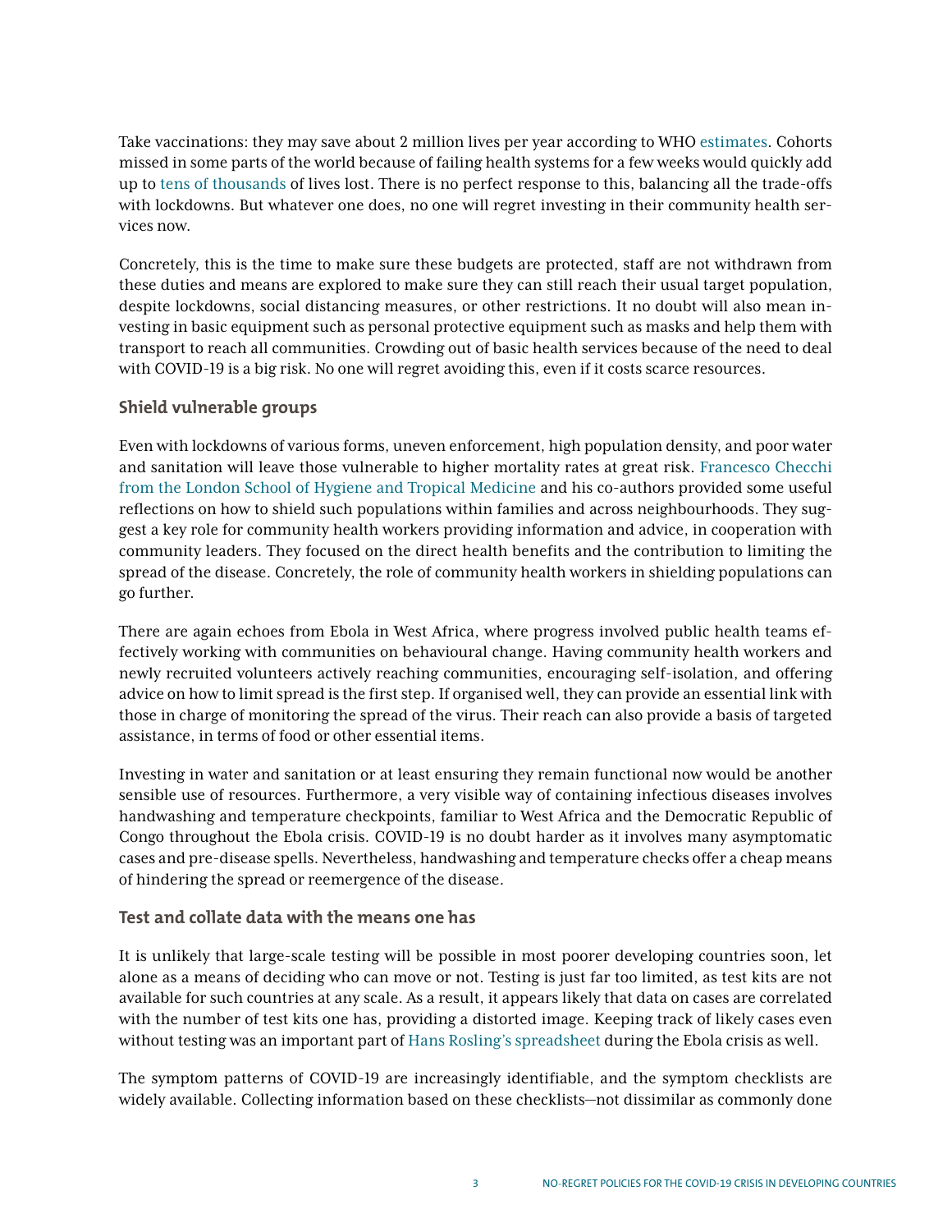Take vaccinations: they may save about 2 million lives per year according to WHO estimates. Cohorts missed in some parts of the world because of failing health systems for a few weeks would quickly add up to tens of thousands of lives lost. There is no perfect response to this, balancing all the trade-offs with lockdowns. But whatever one does, no one will regret investing in their community health services now.

Concretely, this is the time to make sure these budgets are protected, staff are not withdrawn from these duties and means are explored to make sure they can still reach their usual target population, despite lockdowns, social distancing measures, or other restrictions. It no doubt will also mean investing in basic equipment such as personal protective equipment such as masks and help them with transport to reach all communities. Crowding out of basic health services because of the need to deal with COVID-19 is a big risk. No one will regret avoiding this, even if it costs scarce resources.

### Shield vulnerable groups

Even with lockdowns of various forms, uneven enforcement, high population density, and poor water and sanitation will leave those vulnerable to higher mortality rates at great risk. Francesco Checchi from the London School of Hygiene and Tropical Medicine and his co-authors provided some useful reflections on how to shield such populations within families and across neighbourhoods. They suggest a key role for community health workers providing information and advice, in cooperation with community leaders. They focused on the direct health benefits and the contribution to limiting the spread of the disease. Concretely, the role of community health workers in shielding populations can go further.

There are again echoes from Ebola in West Africa, where progress involved public health teams effectively working with communities on behavioural change. Having community health workers and newly recruited volunteers actively reaching communities, encouraging self-isolation, and offering advice on how to limit spread is the first step. If organised well, they can provide an essential link with those in charge of monitoring the spread of the virus. Their reach can also provide a basis of targeted assistance, in terms of food or other essential items.

Investing in water and sanitation or at least ensuring they remain functional now would be another sensible use of resources. Furthermore, a very visible way of containing infectious diseases involves handwashing and temperature checkpoints, familiar to West Africa and the Democratic Republic of Congo throughout the Ebola crisis. COVID-19 is no doubt harder as it involves many asymptomatic cases and pre-disease spells. Nevertheless, handwashing and temperature checks offer a cheap means of hindering the spread or reemergence of the disease.

### Test and collate data with the means one has

It is unlikely that large-scale testing will be possible in most poorer developing countries soon, let alone as a means of deciding who can move or not. Testing is just far too limited, as test kits are not available for such countries at any scale. As a result, it appears likely that data on cases are correlated with the number of test kits one has, providing a distorted image. Keeping track of likely cases even without testing was an important part of Hans Rosling's spreadsheet during the Ebola crisis as well.

The symptom patterns of COVID-19 are increasingly identifiable, and the symptom checklists are widely available. Collecting information based on these checklists—not dissimilar as commonly done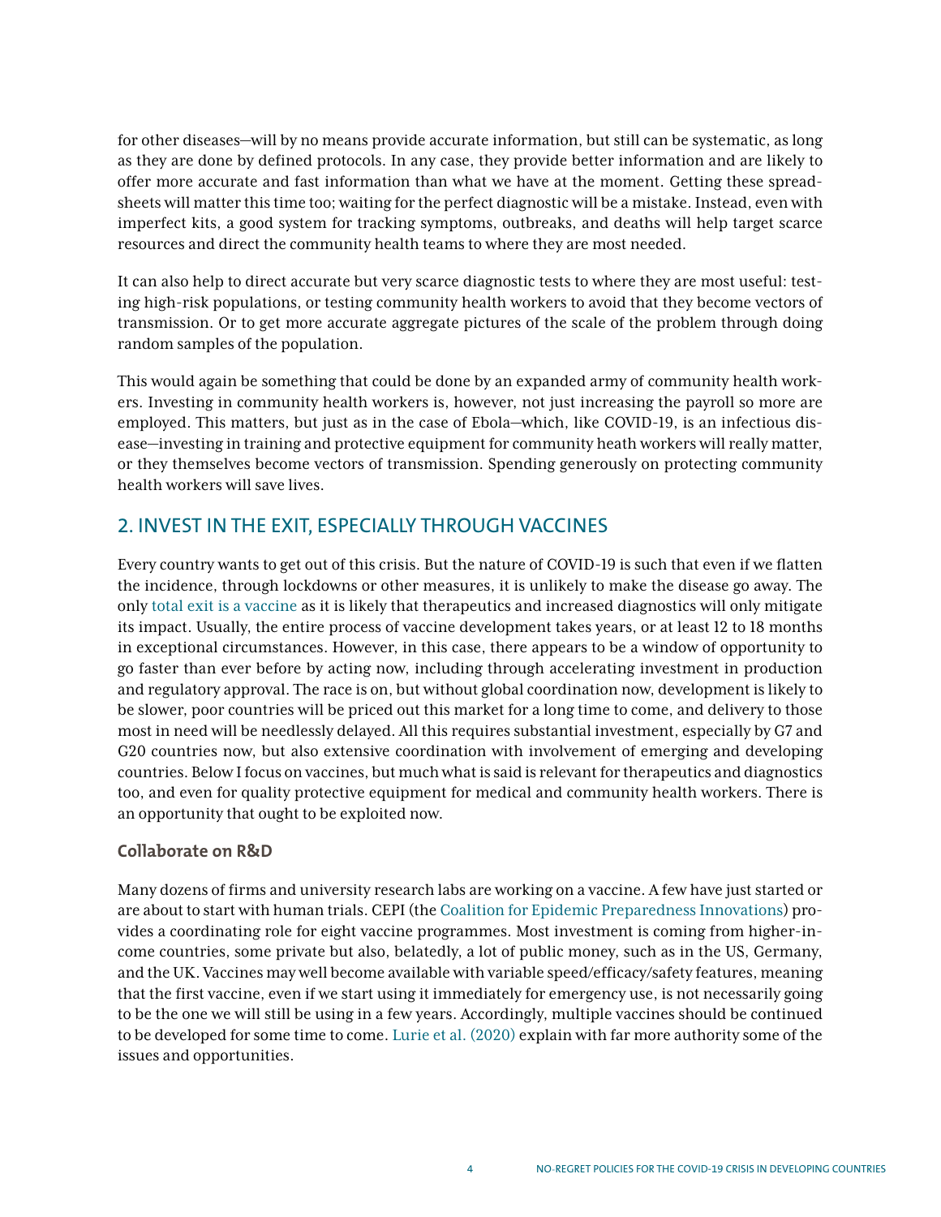for other diseases—will by no means provide accurate information, but still can be systematic, as long as they are done by defined protocols. In any case, they provide better information and are likely to offer more accurate and fast information than what we have at the moment. Getting these spreadsheets will matter this time too; waiting for the perfect diagnostic will be a mistake. Instead, even with imperfect kits, a good system for tracking symptoms, outbreaks, and deaths will help target scarce resources and direct the community health teams to where they are most needed.

It can also help to direct accurate but very scarce diagnostic tests to where they are most useful: testing high-risk populations, or testing community health workers to avoid that they become vectors of transmission. Or to get more accurate aggregate pictures of the scale of the problem through doing random samples of the population.

This would again be something that could be done by an expanded army of community health workers. Investing in community health workers is, however, not just increasing the payroll so more are employed. This matters, but just as in the case of Ebola—which, like COVID-19, is an infectious disease—investing in training and protective equipment for community heath workers will really matter, or they themselves become vectors of transmission. Spending generously on protecting community health workers will save lives.

## 2. INVEST IN THE EXIT, ESPECIALLY THROUGH VACCINES

Every country wants to get out of this crisis. But the nature of COVID-19 is such that even if we flatten the incidence, through lockdowns or other measures, it is unlikely to make the disease go away. The only total exit is a vaccine as it is likely that therapeutics and increased diagnostics will only mitigate its impact. Usually, the entire process of vaccine development takes years, or at least 12 to 18 months in exceptional circumstances. However, in this case, there appears to be a window of opportunity to go faster than ever before by acting now, including through accelerating investment in production and regulatory approval. The race is on, but without global coordination now, development is likely to be slower, poor countries will be priced out this market for a long time to come, and delivery to those most in need will be needlessly delayed. All this requires substantial investment, especially by G7 and G20 countries now, but also extensive coordination with involvement of emerging and developing countries. Below I focus on vaccines, but much what is said is relevant for therapeutics and diagnostics too, and even for quality protective equipment for medical and community health workers. There is an opportunity that ought to be exploited now.

### Collaborate on R&D

Many dozens of firms and university research labs are working on a vaccine. A few have just started or are about to start with human trials. CEPI (the Coalition for Epidemic Preparedness Innovations) provides a coordinating role for eight vaccine programmes. Most investment is coming from higher-income countries, some private but also, belatedly, a lot of public money, such as in the US, Germany, and the UK. Vaccines may well become available with variable speed/efficacy/safety features, meaning that the first vaccine, even if we start using it immediately for emergency use, is not necessarily going to be the one we will still be using in a few years. Accordingly, multiple vaccines should be continued to be developed for some time to come. Lurie et al. (2020) explain with far more authority some of the issues and opportunities.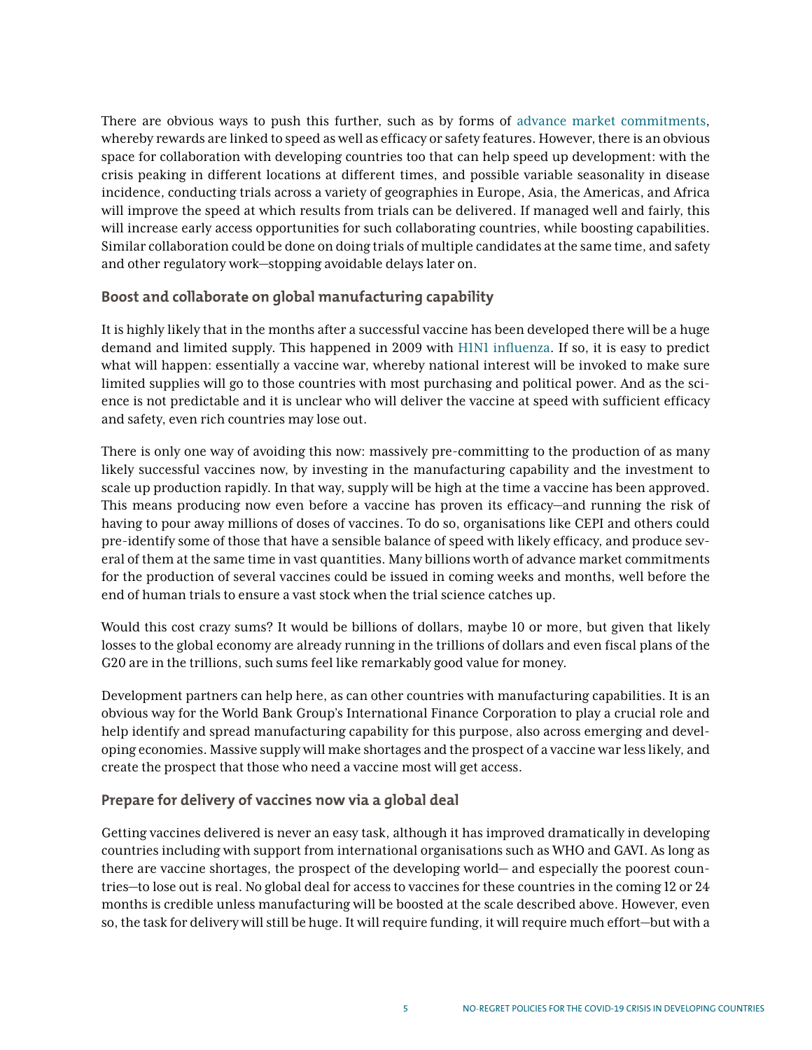There are obvious ways to push this further, such as by forms of advance market commitments, whereby rewards are linked to speed as well as efficacy or safety features. However, there is an obvious space for collaboration with developing countries too that can help speed up development: with the crisis peaking in different locations at different times, and possible variable seasonality in disease incidence, conducting trials across a variety of geographies in Europe, Asia, the Americas, and Africa will improve the speed at which results from trials can be delivered. If managed well and fairly, this will increase early access opportunities for such collaborating countries, while boosting capabilities. Similar collaboration could be done on doing trials of multiple candidates at the same time, and safety and other regulatory work—stopping avoidable delays later on.

### Boost and collaborate on global manufacturing capability

It is highly likely that in the months after a successful vaccine has been developed there will be a huge demand and limited supply. This happened in 2009 with H1N1 influenza. If so, it is easy to predict what will happen: essentially a vaccine war, whereby national interest will be invoked to make sure limited supplies will go to those countries with most purchasing and political power. And as the science is not predictable and it is unclear who will deliver the vaccine at speed with sufficient efficacy and safety, even rich countries may lose out.

There is only one way of avoiding this now: massively pre-committing to the production of as many likely successful vaccines now, by investing in the manufacturing capability and the investment to scale up production rapidly. In that way, supply will be high at the time a vaccine has been approved. This means producing now even before a vaccine has proven its efficacy—and running the risk of having to pour away millions of doses of vaccines. To do so, organisations like CEPI and others could pre-identify some of those that have a sensible balance of speed with likely efficacy, and produce several of them at the same time in vast quantities. Many billions worth of advance market commitments for the production of several vaccines could be issued in coming weeks and months, well before the end of human trials to ensure a vast stock when the trial science catches up.

Would this cost crazy sums? It would be billions of dollars, maybe 10 or more, but given that likely losses to the global economy are already running in the trillions of dollars and even fiscal plans of the G20 are in the trillions, such sums feel like remarkably good value for money.

Development partners can help here, as can other countries with manufacturing capabilities. It is an obvious way for the World Bank Group's International Finance Corporation to play a crucial role and help identify and spread manufacturing capability for this purpose, also across emerging and developing economies. Massive supply will make shortages and the prospect of a vaccine war less likely, and create the prospect that those who need a vaccine most will get access.

### Prepare for delivery of vaccines now via a global deal

Getting vaccines delivered is never an easy task, although it has improved dramatically in developing countries including with support from international organisations such as WHO and GAVI. As long as there are vaccine shortages, the prospect of the developing world— and especially the poorest countries—to lose out is real. No global deal for access to vaccines for these countries in the coming 12 or 24 months is credible unless manufacturing will be boosted at the scale described above. However, even so, the task for delivery will still be huge. It will require funding, it will require much effort—but with a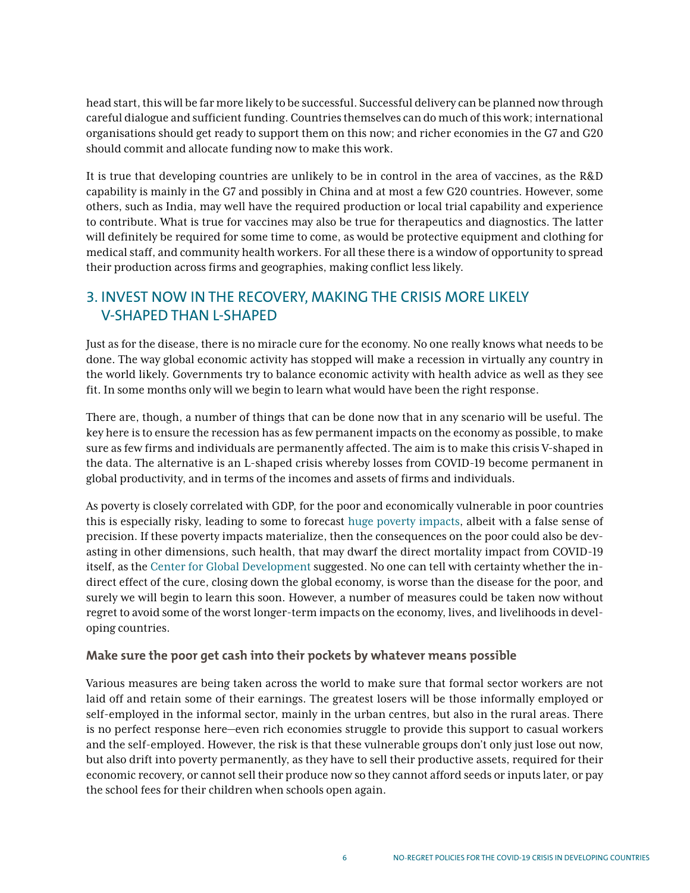head start, this will be far more likely to be successful. Successful delivery can be planned now through careful dialogue and sufficient funding. Countries themselves can do much of this work; international organisations should get ready to support them on this now; and richer economies in the G7 and G20 should commit and allocate funding now to make this work.

It is true that developing countries are unlikely to be in control in the area of vaccines, as the R&D capability is mainly in the G7 and possibly in China and at most a few G20 countries. However, some others, such as India, may well have the required production or local trial capability and experience to contribute. What is true for vaccines may also be true for therapeutics and diagnostics. The latter will definitely be required for some time to come, as would be protective equipment and clothing for medical staff, and community health workers. For all these there is a window of opportunity to spread their production across firms and geographies, making conflict less likely.

## 3. INVEST NOW IN THE RECOVERY, MAKING THE CRISIS MORE LIKELY V-SHAPED THAN L-SHAPED

Just as for the disease, there is no miracle cure for the economy. No one really knows what needs to be done. The way global economic activity has stopped will make a recession in virtually any country in the world likely. Governments try to balance economic activity with health advice as well as they see fit. In some months only will we begin to learn what would have been the right response.

There are, though, a number of things that can be done now that in any scenario will be useful. The key here is to ensure the recession has as few permanent impacts on the economy as possible, to make sure as few firms and individuals are permanently affected. The aim is to make this crisis V-shaped in the data. The alternative is an L-shaped crisis whereby losses from COVID-19 become permanent in global productivity, and in terms of the incomes and assets of firms and individuals.

As poverty is closely correlated with GDP, for the poor and economically vulnerable in poor countries this is especially risky, leading to some to forecast huge poverty impacts, albeit with a false sense of precision. If these poverty impacts materialize, then the consequences on the poor could also be devasting in other dimensions, such health, that may dwarf the direct mortality impact from COVID-19 itself, as the Center for Global Development suggested. No one can tell with certainty whether the indirect effect of the cure, closing down the global economy, is worse than the disease for the poor, and surely we will begin to learn this soon. However, a number of measures could be taken now without regret to avoid some of the worst longer-term impacts on the economy, lives, and livelihoods in developing countries.

### Make sure the poor get cash into their pockets by whatever means possible

Various measures are being taken across the world to make sure that formal sector workers are not laid off and retain some of their earnings. The greatest losers will be those informally employed or self-employed in the informal sector, mainly in the urban centres, but also in the rural areas. There is no perfect response here—even rich economies struggle to provide this support to casual workers and the self-employed. However, the risk is that these vulnerable groups don't only just lose out now, but also drift into poverty permanently, as they have to sell their productive assets, required for their economic recovery, or cannot sell their produce now so they cannot afford seeds or inputs later, or pay the school fees for their children when schools open again.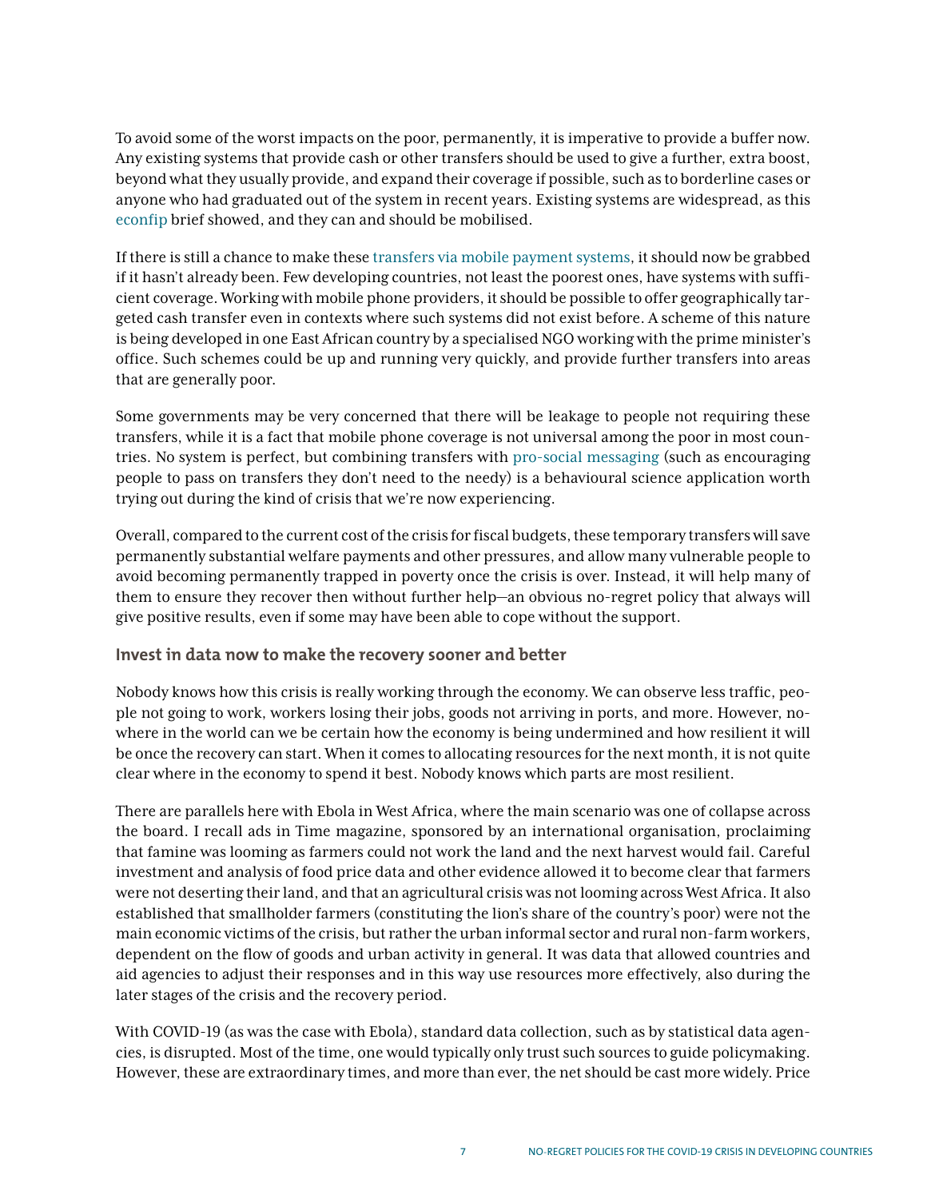To avoid some of the worst impacts on the poor, permanently, it is imperative to provide a buffer now. Any existing systems that provide cash or other transfers should be used to give a further, extra boost, beyond what they usually provide, and expand their coverage if possible, such as to borderline cases or anyone who had graduated out of the system in recent years. Existing systems are widespread, as this econfip brief showed, and they can and should be mobilised.

If there is still a chance to make these transfers via mobile payment systems, it should now be grabbed if it hasn't already been. Few developing countries, not least the poorest ones, have systems with sufficient coverage. Working with mobile phone providers, it should be possible to offer geographically targeted cash transfer even in contexts where such systems did not exist before. A scheme of this nature is being developed in one East African country by a specialised NGO working with the prime minister's office. Such schemes could be up and running very quickly, and provide further transfers into areas that are generally poor.

Some governments may be very concerned that there will be leakage to people not requiring these transfers, while it is a fact that mobile phone coverage is not universal among the poor in most countries. No system is perfect, but combining transfers with pro-social messaging (such as encouraging people to pass on transfers they don't need to the needy) is a behavioural science application worth trying out during the kind of crisis that we're now experiencing.

Overall, compared to the current cost of the crisis for fiscal budgets, these temporary transfers will save permanently substantial welfare payments and other pressures, and allow many vulnerable people to avoid becoming permanently trapped in poverty once the crisis is over. Instead, it will help many of them to ensure they recover then without further help—an obvious no-regret policy that always will give positive results, even if some may have been able to cope without the support.

### Invest in data now to make the recovery sooner and better

Nobody knows how this crisis is really working through the economy. We can observe less traffic, people not going to work, workers losing their jobs, goods not arriving in ports, and more. However, nowhere in the world can we be certain how the economy is being undermined and how resilient it will be once the recovery can start. When it comes to allocating resources for the next month, it is not quite clear where in the economy to spend it best. Nobody knows which parts are most resilient.

There are parallels here with Ebola in West Africa, where the main scenario was one of collapse across the board. I recall ads in Time magazine, sponsored by an international organisation, proclaiming that famine was looming as farmers could not work the land and the next harvest would fail. Careful investment and analysis of food price data and other evidence allowed it to become clear that farmers were not deserting their land, and that an agricultural crisis was not looming across West Africa. It also established that smallholder farmers (constituting the lion's share of the country's poor) were not the main economic victims of the crisis, but rather the urban informal sector and rural non-farm workers, dependent on the flow of goods and urban activity in general. It was data that allowed countries and aid agencies to adjust their responses and in this way use resources more effectively, also during the later stages of the crisis and the recovery period.

With COVID-19 (as was the case with Ebola), standard data collection, such as by statistical data agencies, is disrupted. Most of the time, one would typically only trust such sources to guide policymaking. However, these are extraordinary times, and more than ever, the net should be cast more widely. Price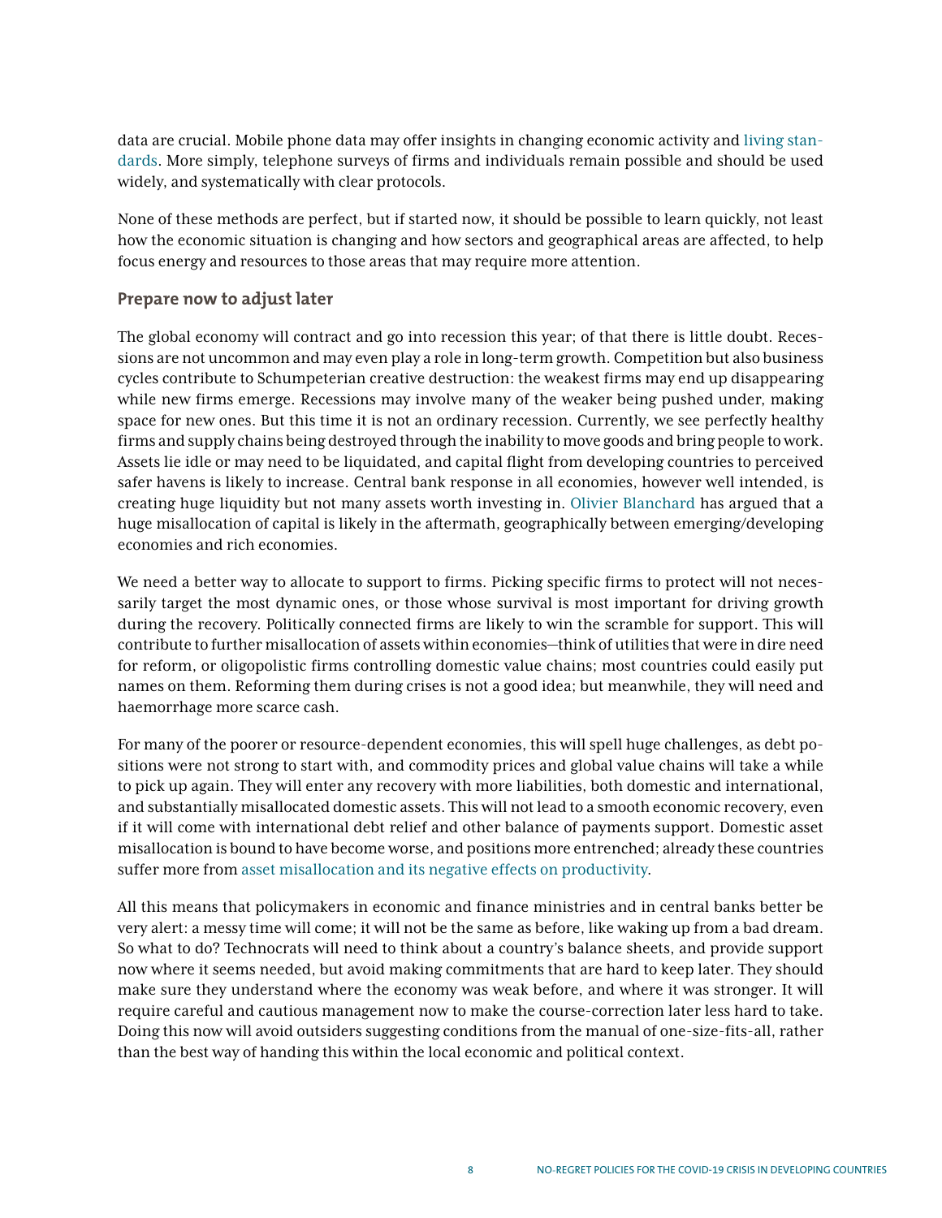data are crucial. Mobile phone data may offer insights in changing economic activity and living standards. More simply, telephone surveys of firms and individuals remain possible and should be used widely, and systematically with clear protocols.

None of these methods are perfect, but if started now, it should be possible to learn quickly, not least how the economic situation is changing and how sectors and geographical areas are affected, to help focus energy and resources to those areas that may require more attention.

## Prepare now to adjust later

The global economy will contract and go into recession this year; of that there is little doubt. Recessions are not uncommon and may even play a role in long-term growth. Competition but also business cycles contribute to Schumpeterian creative destruction: the weakest firms may end up disappearing while new firms emerge. Recessions may involve many of the weaker being pushed under, making space for new ones. But this time it is not an ordinary recession. Currently, we see perfectly healthy firms and supply chains being destroyed through the inability to move goods and bring people to work. Assets lie idle or may need to be liquidated, and capital flight from developing countries to perceived safer havens is likely to increase. Central bank response in all economies, however well intended, is creating huge liquidity but not many assets worth investing in. Olivier Blanchard has argued that a huge misallocation of capital is likely in the aftermath, geographically between emerging/developing economies and rich economies.

We need a better way to allocate to support to firms. Picking specific firms to protect will not necessarily target the most dynamic ones, or those whose survival is most important for driving growth during the recovery. Politically connected firms are likely to win the scramble for support. This will contribute to further misallocation of assets within economies—think of utilities that were in dire need for reform, or oligopolistic firms controlling domestic value chains; most countries could easily put names on them. Reforming them during crises is not a good idea; but meanwhile, they will need and haemorrhage more scarce cash.

For many of the poorer or resource-dependent economies, this will spell huge challenges, as debt positions were not strong to start with, and commodity prices and global value chains will take a while to pick up again. They will enter any recovery with more liabilities, both domestic and international, and substantially misallocated domestic assets. This will not lead to a smooth economic recovery, even if it will come with international debt relief and other balance of payments support. Domestic asset misallocation is bound to have become worse, and positions more entrenched; already these countries suffer more from asset misallocation and its negative effects on productivity.

All this means that policymakers in economic and finance ministries and in central banks better be very alert: a messy time will come; it will not be the same as before, like waking up from a bad dream. So what to do? Technocrats will need to think about a country's balance sheets, and provide support now where it seems needed, but avoid making commitments that are hard to keep later. They should make sure they understand where the economy was weak before, and where it was stronger. It will require careful and cautious management now to make the course-correction later less hard to take. Doing this now will avoid outsiders suggesting conditions from the manual of one-size-fits-all, rather than the best way of handing this within the local economic and political context.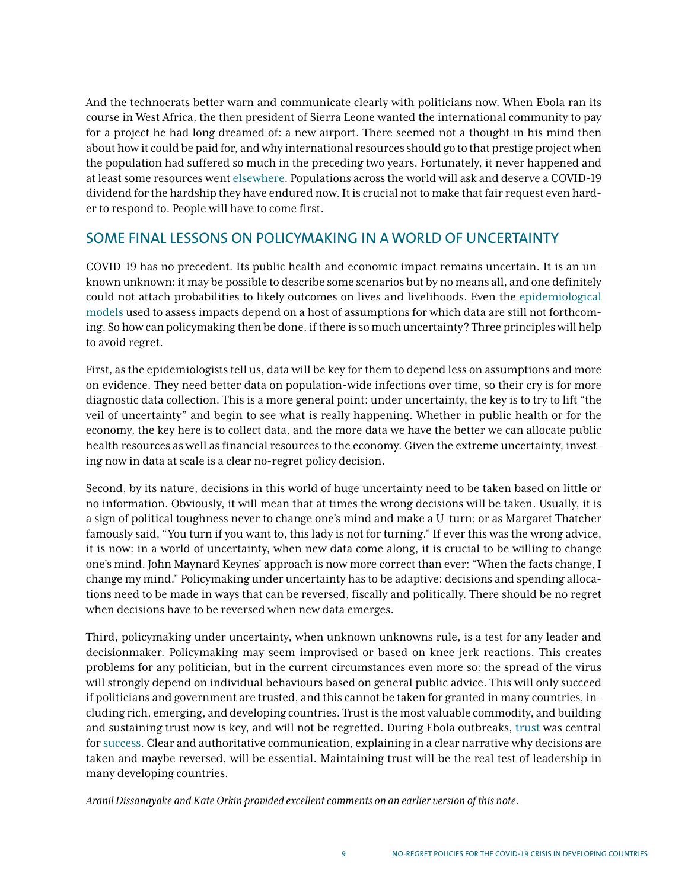And the technocrats better warn and communicate clearly with politicians now. When Ebola ran its course in West Africa, the then president of Sierra Leone wanted the international community to pay for a project he had long dreamed of: a new airport. There seemed not a thought in his mind then about how it could be paid for, and why international resources should go to that prestige project when the population had suffered so much in the preceding two years. Fortunately, it never happened and at least some resources went elsewhere. Populations across the world will ask and deserve a COVID-19 dividend for the hardship they have endured now. It is crucial not to make that fair request even harder to respond to. People will have to come first.

## SOME FINAL LESSONS ON POLICYMAKING IN A WORLD OF UNCERTAINTY

COVID-19 has no precedent. Its public health and economic impact remains uncertain. It is an unknown unknown: it may be possible to describe some scenarios but by no means all, and one definitely could not attach probabilities to likely outcomes on lives and livelihoods. Even the epidemiological models used to assess impacts depend on a host of assumptions for which data are still not forthcoming. So how can policymaking then be done, if there is so much uncertainty? Three principles will help to avoid regret.

First, as the epidemiologists tell us, data will be key for them to depend less on assumptions and more on evidence. They need better data on population-wide infections over time, so their cry is for more diagnostic data collection. This is a more general point: under uncertainty, the key is to try to lift "the veil of uncertainty" and begin to see what is really happening. Whether in public health or for the economy, the key here is to collect data, and the more data we have the better we can allocate public health resources as well as financial resources to the economy. Given the extreme uncertainty, investing now in data at scale is a clear no-regret policy decision.

Second, by its nature, decisions in this world of huge uncertainty need to be taken based on little or no information. Obviously, it will mean that at times the wrong decisions will be taken. Usually, it is a sign of political toughness never to change one's mind and make a U-turn; or as Margaret Thatcher famously said, "You turn if you want to, this lady is not for turning." If ever this was the wrong advice, it is now: in a world of uncertainty, when new data come along, it is crucial to be willing to change one's mind. John Maynard Keynes' approach is now more correct than ever: "When the facts change, I change my mind." Policymaking under uncertainty has to be adaptive: decisions and spending allocations need to be made in ways that can be reversed, fiscally and politically. There should be no regret when decisions have to be reversed when new data emerges.

Third, policymaking under uncertainty, when unknown unknowns rule, is a test for any leader and decisionmaker. Policymaking may seem improvised or based on knee-jerk reactions. This creates problems for any politician, but in the current circumstances even more so: the spread of the virus will strongly depend on individual behaviours based on general public advice. This will only succeed if politicians and government are trusted, and this cannot be taken for granted in many countries, including rich, emerging, and developing countries. Trust is the most valuable commodity, and building and sustaining trust now is key, and will not be regretted. During Ebola outbreaks, trust was central for success. Clear and authoritative communication, explaining in a clear narrative why decisions are taken and maybe reversed, will be essential. Maintaining trust will be the real test of leadership in many developing countries.

*Aranil Dissanayake and Kate Orkin provided excellent comments on an earlier version of this note.*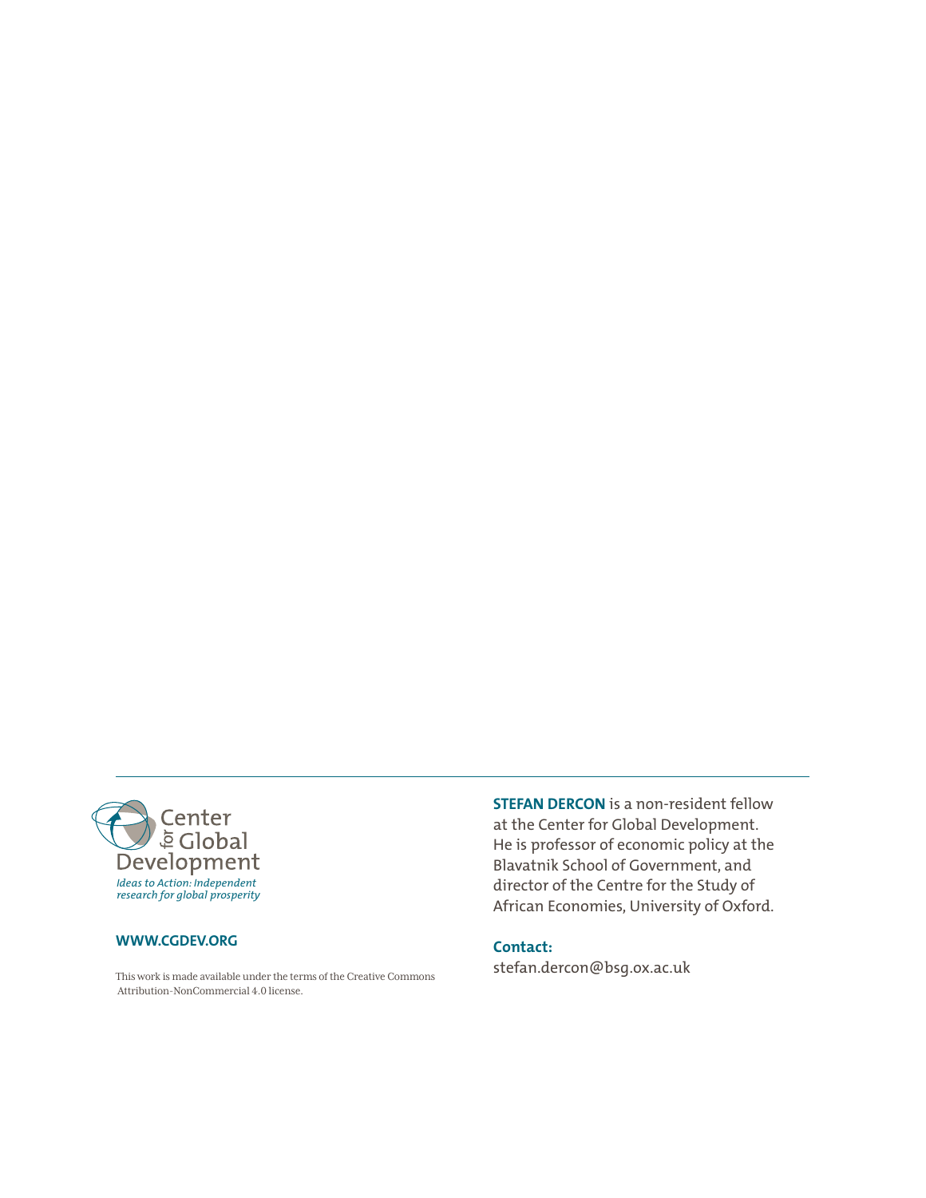Center for Global Development

*Ideas to Action: Independent research for global prosperity*

**WWW.CGDEV.ORG**

This work is made available under the terms of the Creative Commons Attribution-NonCommercial 4.0 license.

**STEFAN DERCON** is a non-resident fellow at the Center for Global Development. He is professor of economic policy at the Blavatnik School of Government, and director of the Centre for the Study of African Economies, University of Oxford.

**Contact:**
stefan.dercon@bsg.ox.ac.uk